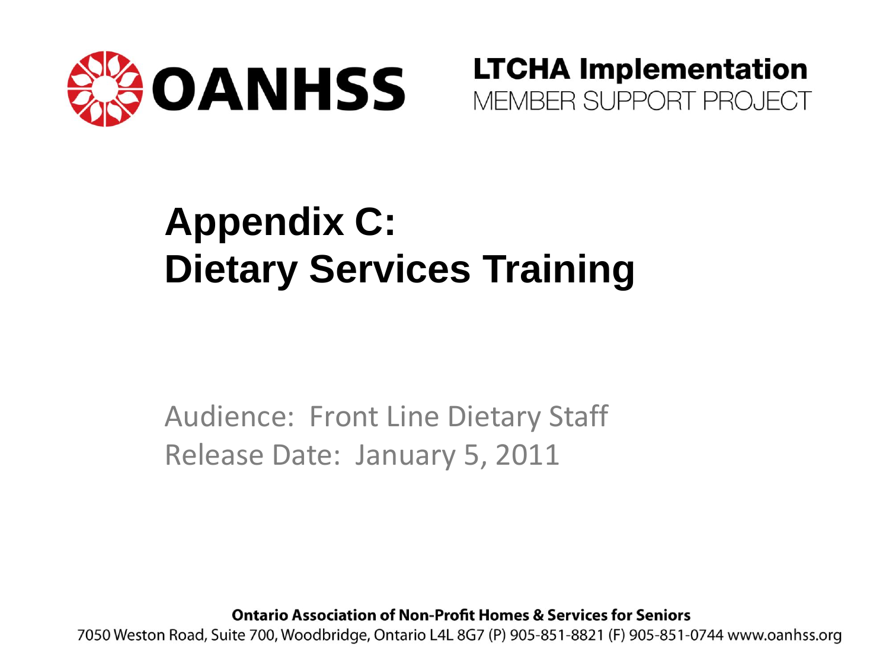**OANHSS**

**LTCHA Implementation**
MEMBER SUPPORT PROJECT

# Appendix C: Dietary Services Training

Audience: Front Line Dietary Staff
Release Date: January 5, 2011

**Ontario Association of Non-Profit Homes & Services for Seniors**
7050 Weston Road, Suite 700, Woodbridge, Ontario L4L 8G7 (P) 905-851-8821 (F) 905-851-0744 www.oanhss.org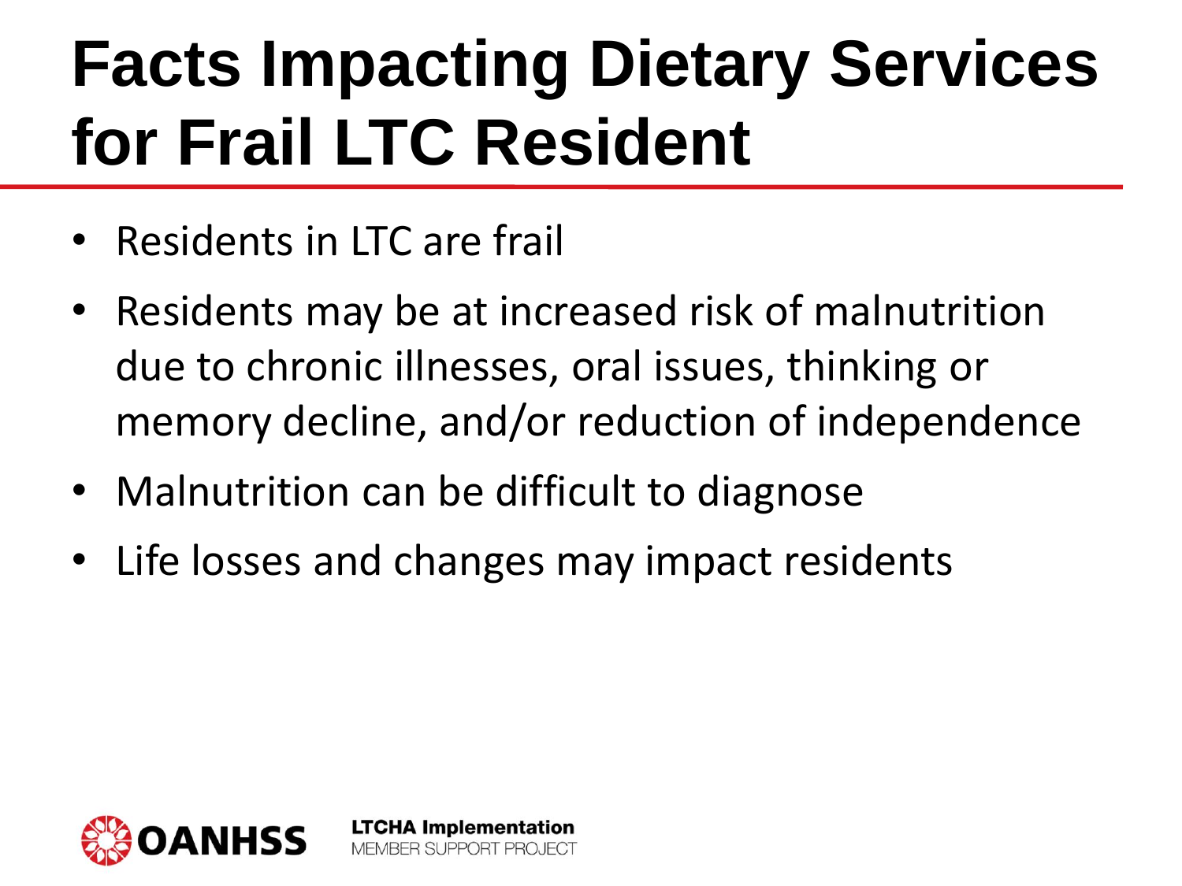# Facts Impacting Dietary Services for Frail LTC Resident

- Residents in LTC are frail
- Residents may be at increased risk of malnutrition due to chronic illnesses, oral issues, thinking or memory decline, and/or reduction of independence
- Malnutrition can be difficult to diagnose
- Life losses and changes may impact residents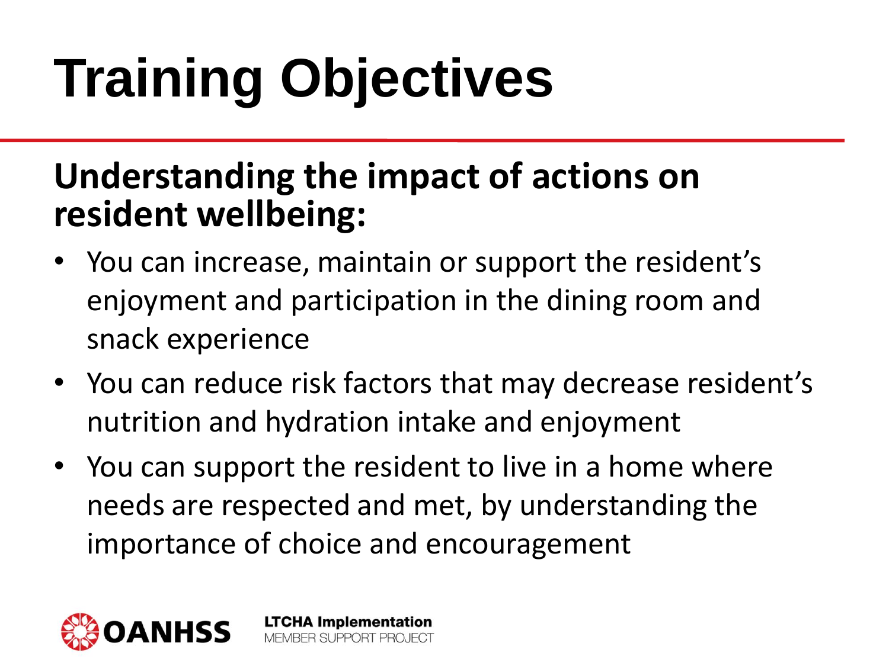# Training Objectives

**Understanding the impact of actions on resident wellbeing:**

- You can increase, maintain or support the resident's enjoyment and participation in the dining room and snack experience
- You can reduce risk factors that may decrease resident's nutrition and hydration intake and enjoyment
- You can support the resident to live in a home where needs are respected and met, by understanding the importance of choice and encouragement

OANHSS

LTCHA Implementation
MEMBER SUPPORT PROJECT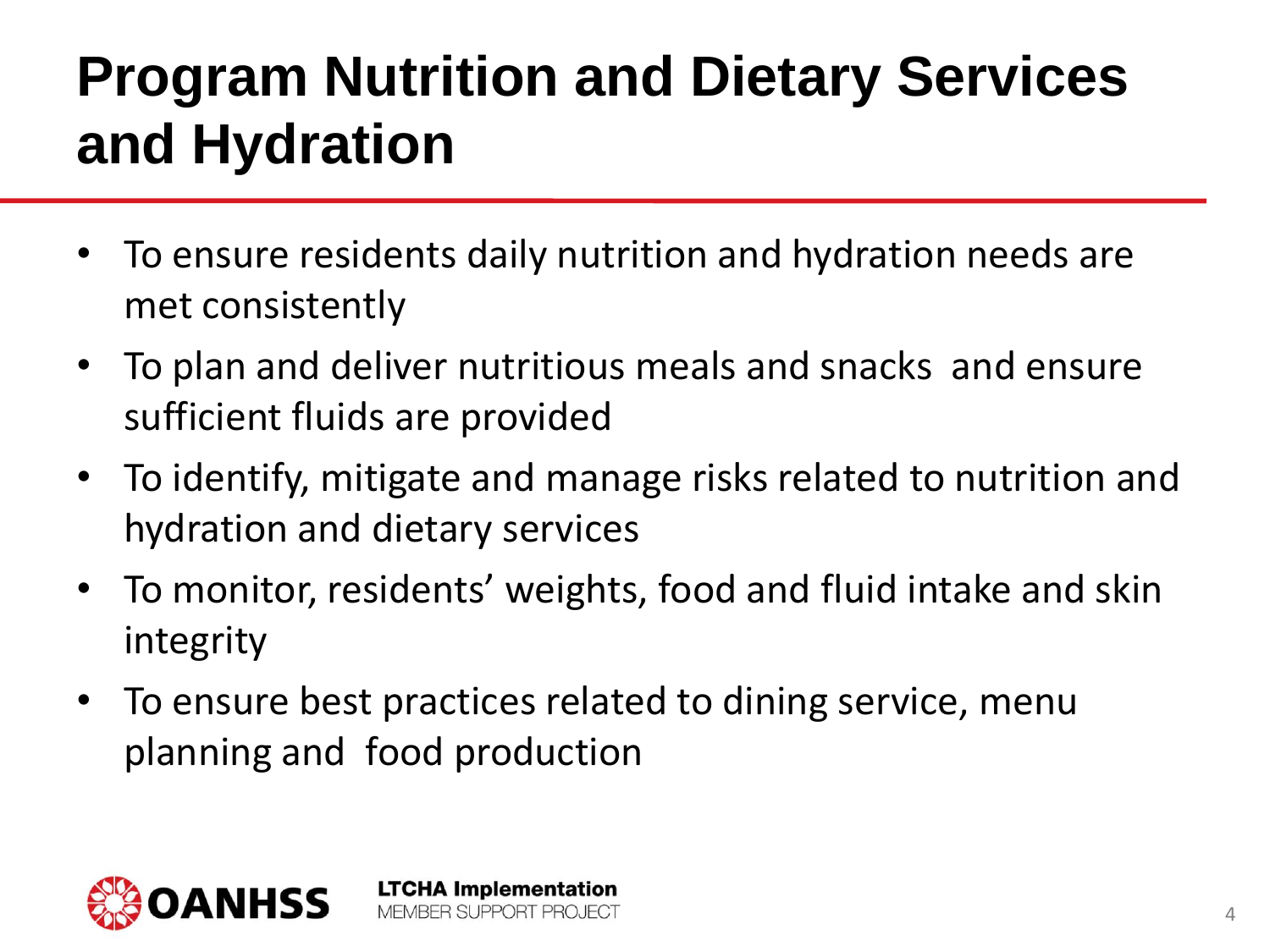# Program Nutrition and Dietary Services and Hydration

- To ensure residents daily nutrition and hydration needs are met consistently
- To plan and deliver nutritious meals and snacks and ensure sufficient fluids are provided
- To identify, mitigate and manage risks related to nutrition and hydration and dietary services
- To monitor, residents' weights, food and fluid intake and skin integrity
- To ensure best practices related to dining service, menu planning and food production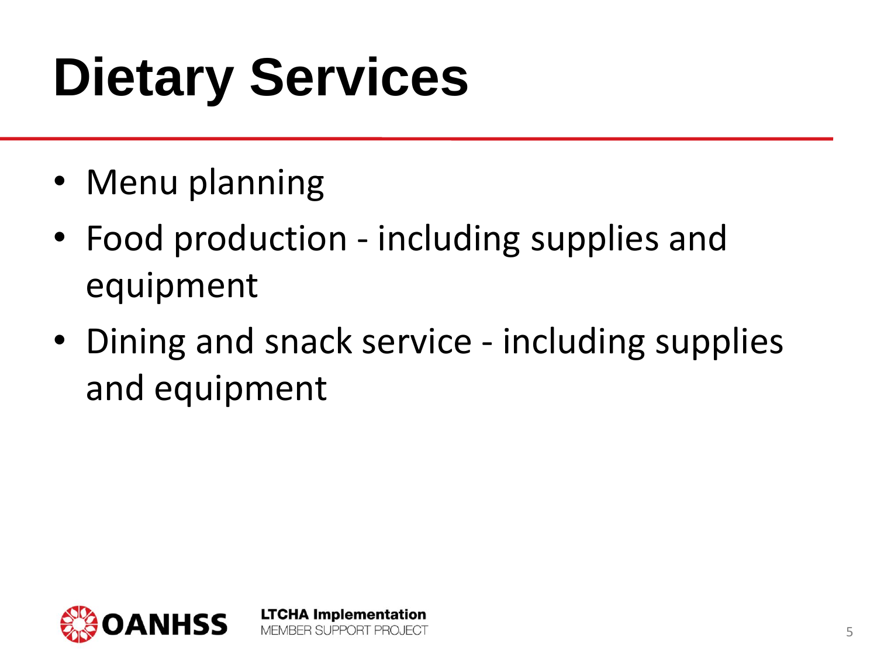# Dietary Services

- Menu planning
- Food production - including supplies and equipment
- Dining and snack service - including supplies and equipment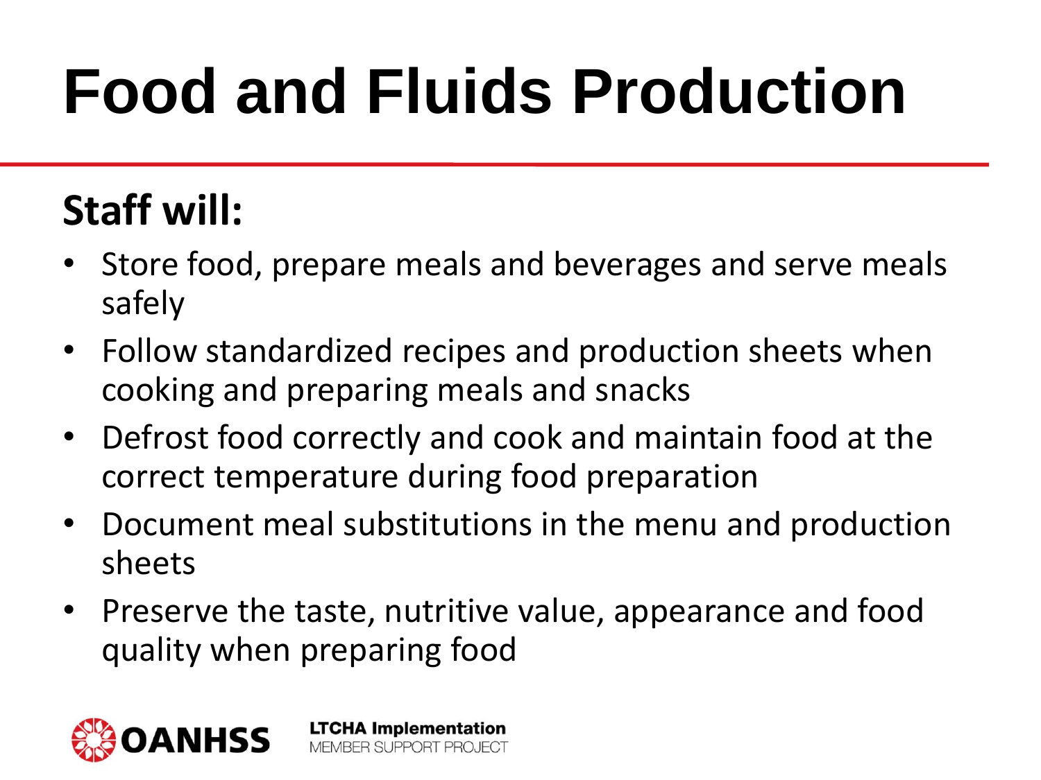# Food and Fluids Production

## Staff will:

- Store food, prepare meals and beverages and serve meals safely
- Follow standardized recipes and production sheets when cooking and preparing meals and snacks
- Defrost food correctly and cook and maintain food at the correct temperature during food preparation
- Document meal substitutions in the menu and production sheets
- Preserve the taste, nutritive value, appearance and food quality when preparing food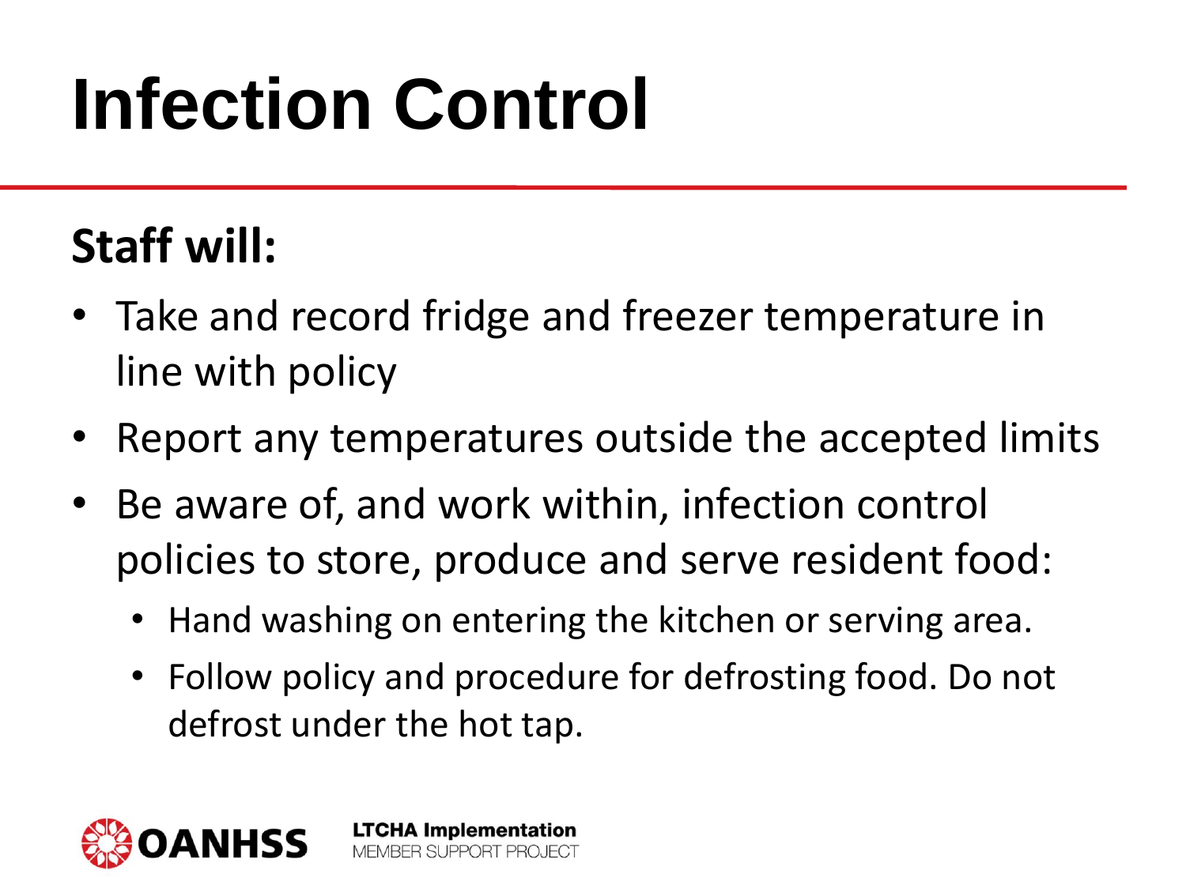# Infection Control

**Staff will:**

- Take and record fridge and freezer temperature in line with policy
- Report any temperatures outside the accepted limits
- Be aware of, and work within, infection control policies to store, produce and serve resident food:
  - Hand washing on entering the kitchen or serving area.
  - Follow policy and procedure for defrosting food. Do not defrost under the hot tap.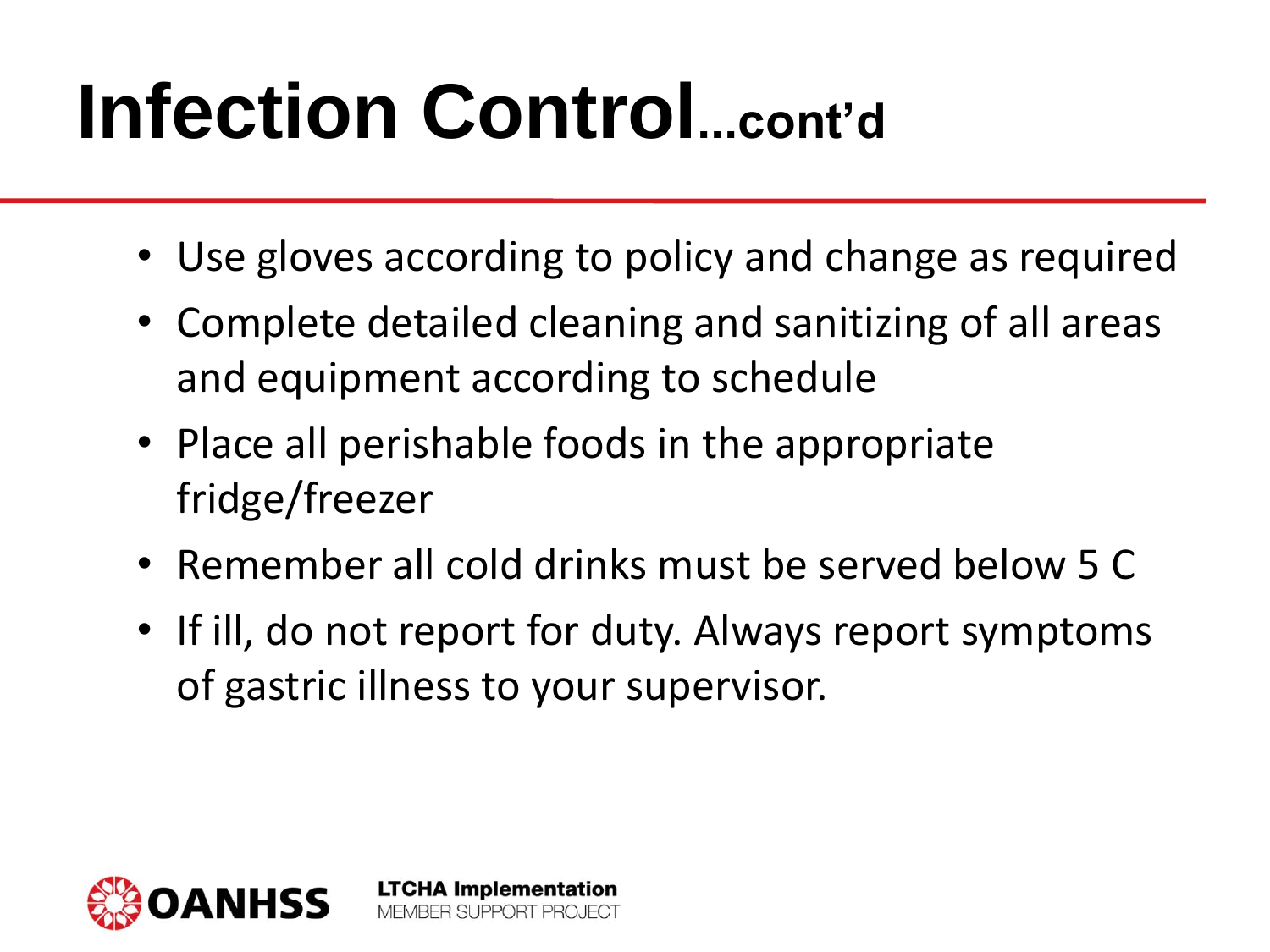# Infection Control...cont'd

- Use gloves according to policy and change as required
- Complete detailed cleaning and sanitizing of all areas and equipment according to schedule
- Place all perishable foods in the appropriate fridge/freezer
- Remember all cold drinks must be served below 5 C
- If ill, do not report for duty. Always report symptoms of gastric illness to your supervisor.

OANHSS

**LTCHA Implementation**
MEMBER SUPPORT PROJECT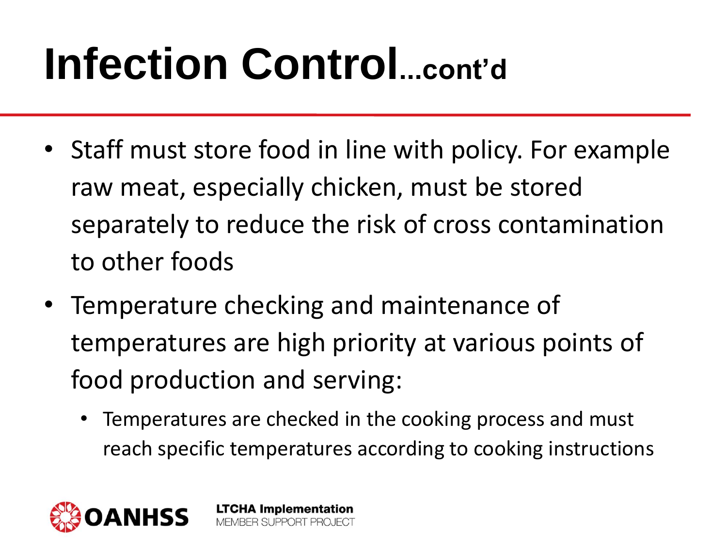# Infection Control...cont'd

- Staff must store food in line with policy. For example raw meat, especially chicken, must be stored separately to reduce the risk of cross contamination to other foods
- Temperature checking and maintenance of temperatures are high priority at various points of food production and serving:
  - Temperatures are checked in the cooking process and must reach specific temperatures according to cooking instructions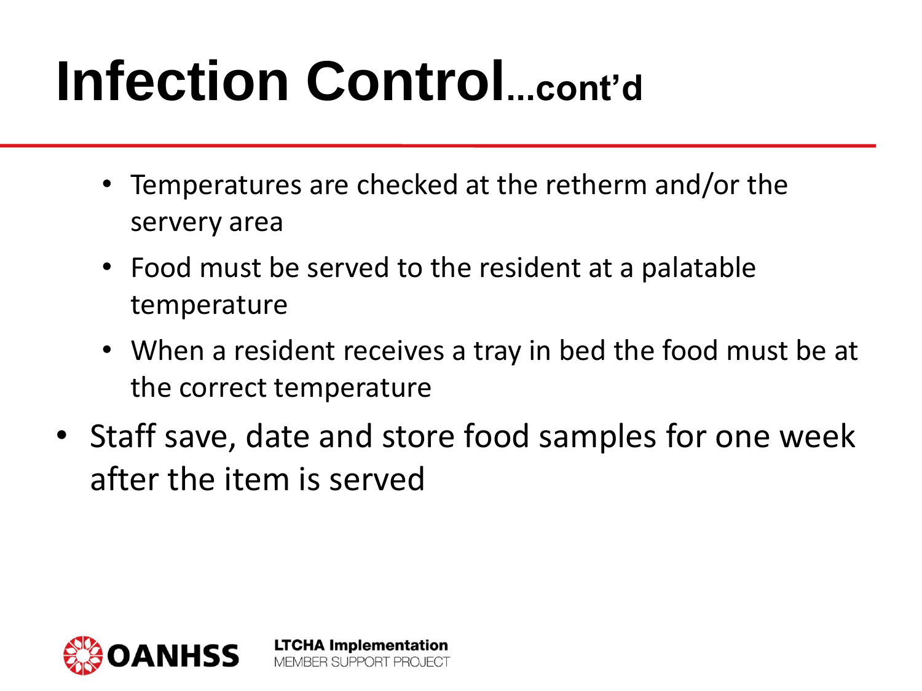# Infection Control...cont'd

  - Temperatures are checked at the retherm and/or the servery area
  - Food must be served to the resident at a palatable temperature
  - When a resident receives a tray in bed the food must be at the correct temperature
- Staff save, date and store food samples for one week after the item is served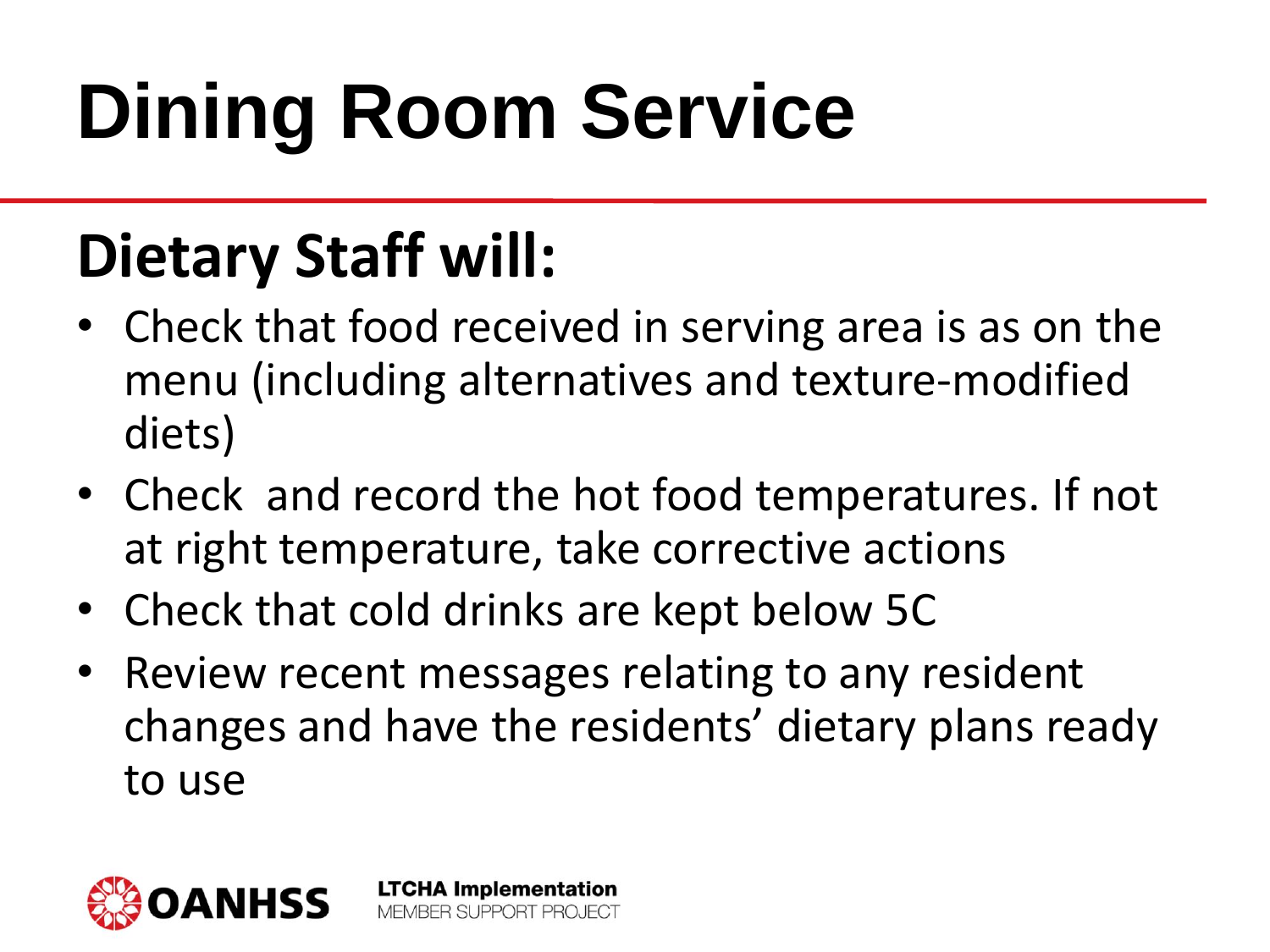# Dining Room Service

## Dietary Staff will:

- Check that food received in serving area is as on the menu (including alternatives and texture-modified diets)
- Check  and record the hot food temperatures. If not at right temperature, take corrective actions
- Check that cold drinks are kept below 5C
- Review recent messages relating to any resident changes and have the residents' dietary plans ready to use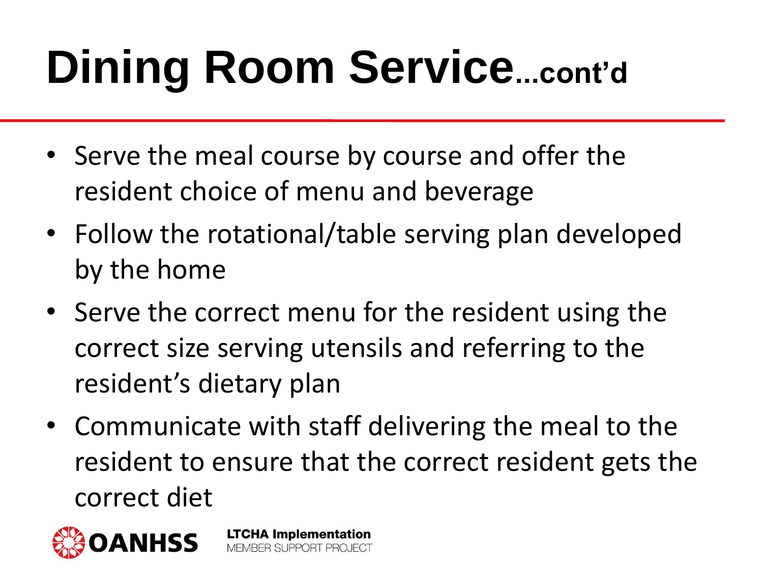# Dining Room Service...cont'd

- Serve the meal course by course and offer the resident choice of menu and beverage
- Follow the rotational/table serving plan developed by the home
- Serve the correct menu for the resident using the correct size serving utensils and referring to the resident's dietary plan
- Communicate with staff delivering the meal to the resident to ensure that the correct resident gets the correct diet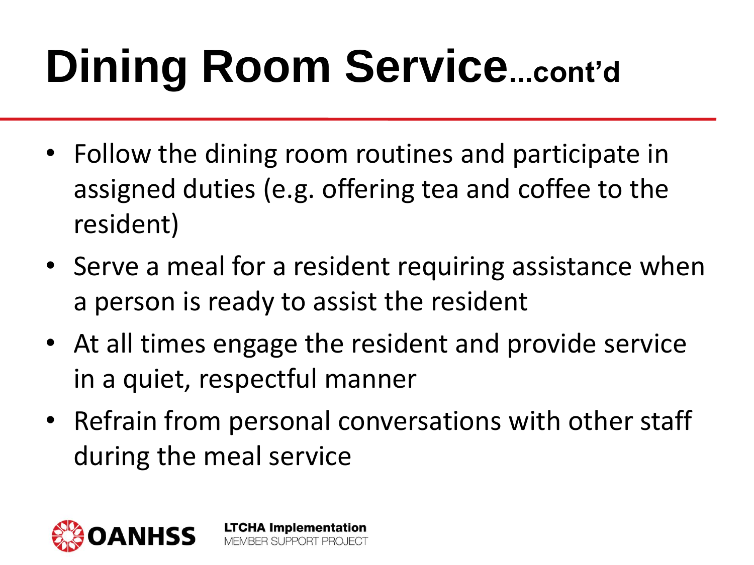# Dining Room Service...cont'd

- Follow the dining room routines and participate in assigned duties (e.g. offering tea and coffee to the resident)
- Serve a meal for a resident requiring assistance when a person is ready to assist the resident
- At all times engage the resident and provide service in a quiet, respectful manner
- Refrain from personal conversations with other staff during the meal service

OANHSS

**LTCHA Implementation**
MEMBER SUPPORT PROJECT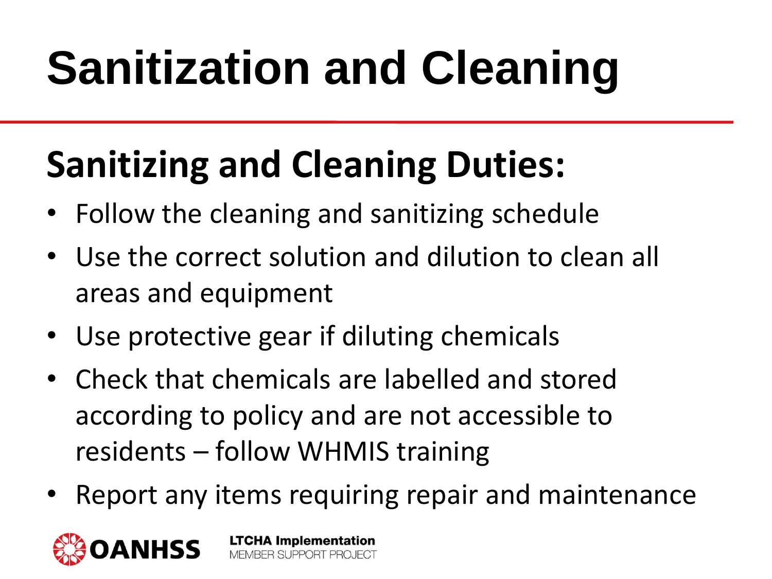# Sanitization and Cleaning

## Sanitizing and Cleaning Duties:

- Follow the cleaning and sanitizing schedule
- Use the correct solution and dilution to clean all areas and equipment
- Use protective gear if diluting chemicals
- Check that chemicals are labelled and stored according to policy and are not accessible to residents – follow WHMIS training
- Report any items requiring repair and maintenance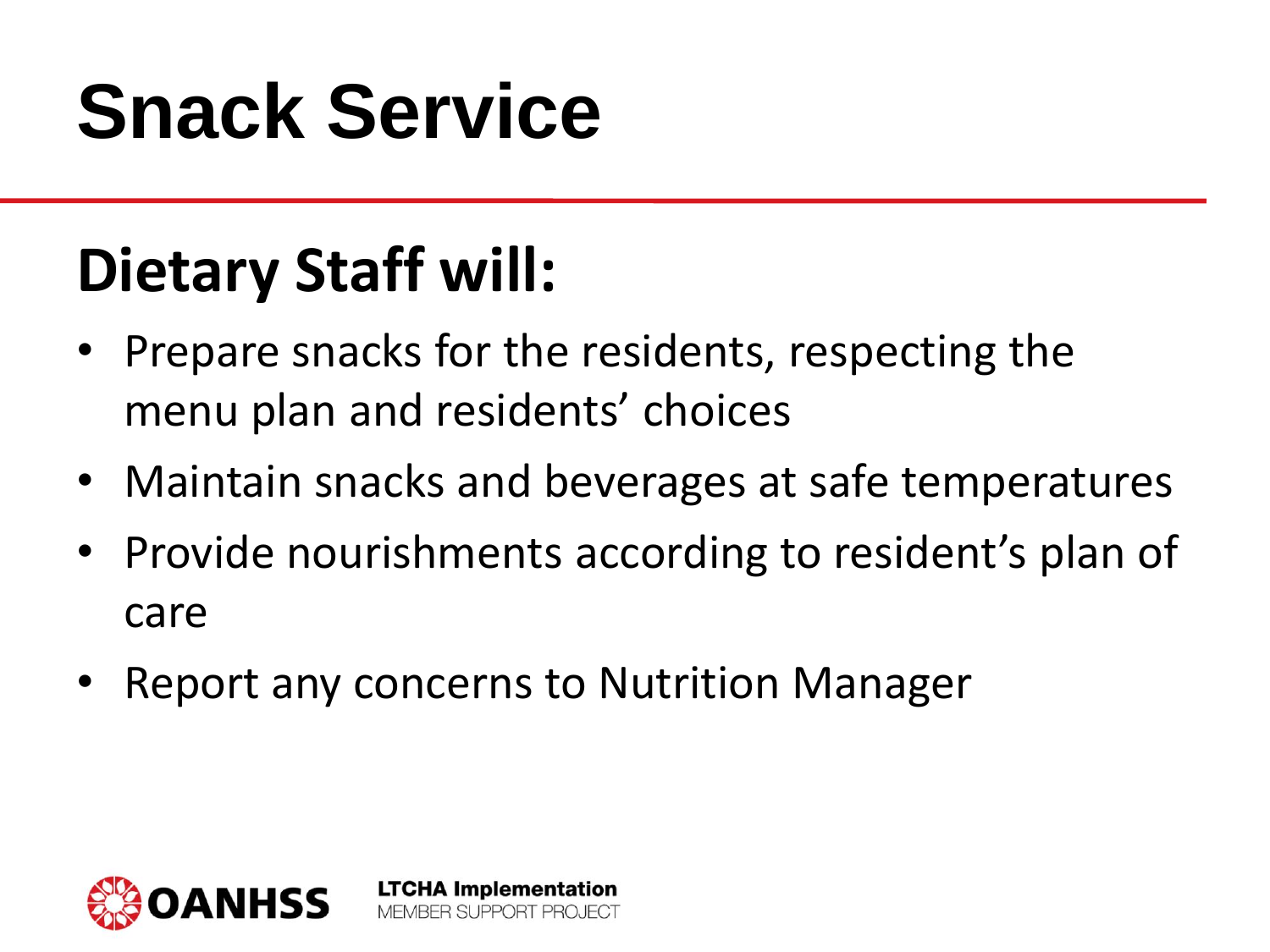# Snack Service

## Dietary Staff will:

- Prepare snacks for the residents, respecting the menu plan and residents' choices
- Maintain snacks and beverages at safe temperatures
- Provide nourishments according to resident's plan of care
- Report any concerns to Nutrition Manager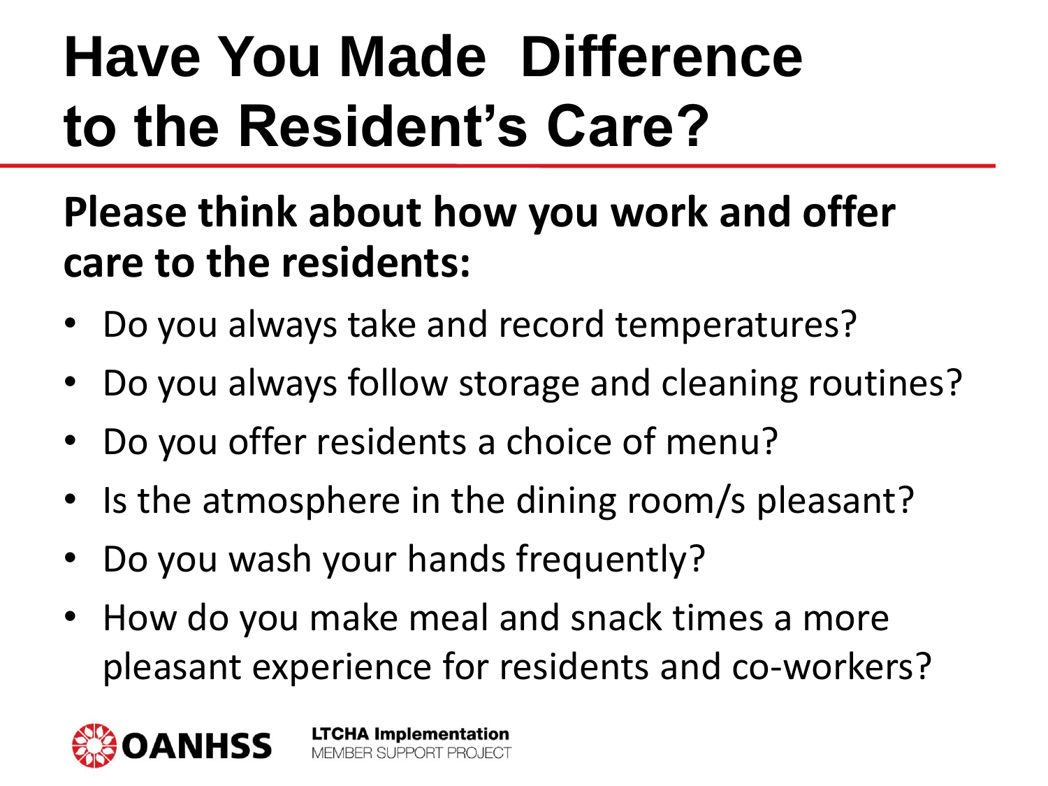# Have You Made Difference to the Resident's Care?

**Please think about how you work and offer care to the residents:**

- Do you always take and record temperatures?
- Do you always follow storage and cleaning routines?
- Do you offer residents a choice of menu?
- Is the atmosphere in the dining room/s pleasant?
- Do you wash your hands frequently?
- How do you make meal and snack times a more pleasant experience for residents and co-workers?

OANHSS

LTCHA Implementation
MEMBER SUPPORT PROJECT